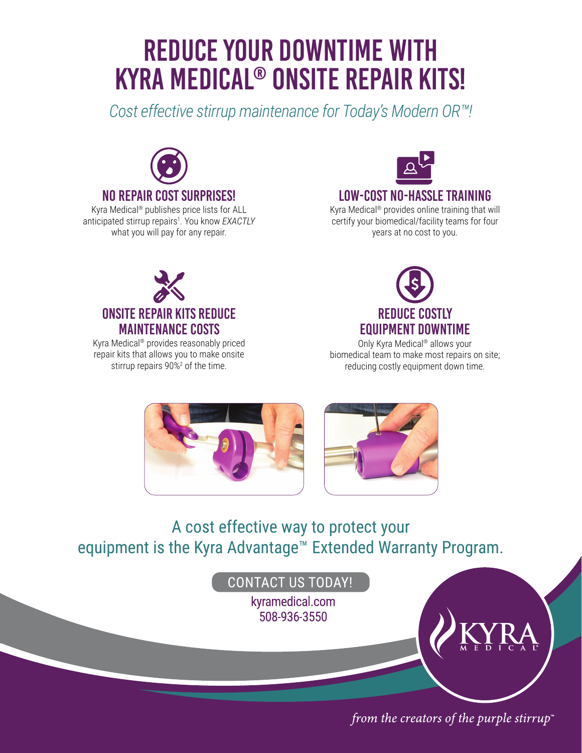# REDUCE YOUR DOWNTIME WITH KYRA MEDICAL® ONSITE REPAIR KITS!

*Cost effective stirrup maintenance for Today's Modern OR™!*

## NO REPAIR COST SURPRISES!

Kyra Medical® publishes price lists for ALL anticipated stirrup repairs[1]. You know *EXACTLY* what you will pay for any repair.

## LOW-COST NO-HASSLE TRAINING

Kyra Medical® provides online training that will certify your biomedical/facility teams for four years at no cost to you.

## ONSITE REPAIR KITS REDUCE MAINTENANCE COSTS

Kyra Medical® provides reasonably priced repair kits that allows you to make onsite stirrup repairs 90%[2] of the time.

## REDUCE COSTLY EQUIPMENT DOWNTIME

Only Kyra Medical® allows your biomedical team to make most repairs on site; reducing costly equipment down time.

A cost effective way to protect your equipment is the Kyra Advantage™ Extended Warranty Program.

CONTACT US TODAY!

kyramedical.com
508-936-3550

KYRA MEDICAL®

*from the creators of the purple stirrup™*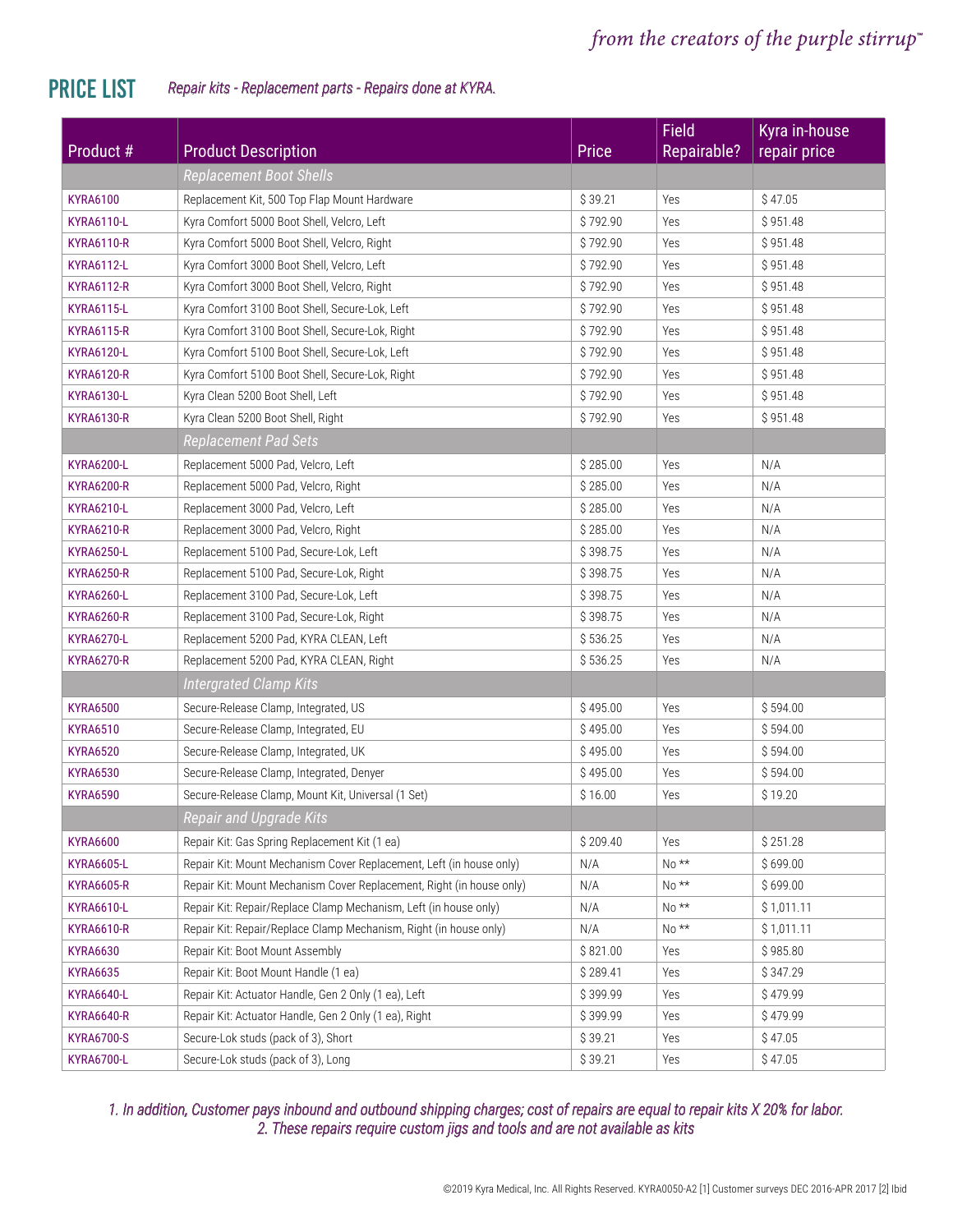*from the creators of the purple stirrup™*

## PRICE LIST

*Repair kits - Replacement parts - Repairs done at KYRA.*

| Product # | Product Description | Price | Field Repairable? | Kyra in-house repair price |
|---|---|---|---|---|
| | *Replacement Boot Shells* | | | |
| KYRA6100 | Replacement Kit, 500 Top Flap Mount Hardware | $ 39.21 | Yes | $ 47.05 |
| KYRA6110-L | Kyra Comfort 5000 Boot Shell, Velcro, Left | $ 792.90 | Yes | $ 951.48 |
| KYRA6110-R | Kyra Comfort 5000 Boot Shell, Velcro, Right | $ 792.90 | Yes | $ 951.48 |
| KYRA6112-L | Kyra Comfort 3000 Boot Shell, Velcro, Left | $ 792.90 | Yes | $ 951.48 |
| KYRA6112-R | Kyra Comfort 3000 Boot Shell, Velcro, Right | $ 792.90 | Yes | $ 951.48 |
| KYRA6115-L | Kyra Comfort 3100 Boot Shell, Secure-Lok, Left | $ 792.90 | Yes | $ 951.48 |
| KYRA6115-R | Kyra Comfort 3100 Boot Shell, Secure-Lok, Right | $ 792.90 | Yes | $ 951.48 |
| KYRA6120-L | Kyra Comfort 5100 Boot Shell, Secure-Lok, Left | $ 792.90 | Yes | $ 951.48 |
| KYRA6120-R | Kyra Comfort 5100 Boot Shell, Secure-Lok, Right | $ 792.90 | Yes | $ 951.48 |
| KYRA6130-L | Kyra Clean 5200 Boot Shell, Left | $ 792.90 | Yes | $ 951.48 |
| KYRA6130-R | Kyra Clean 5200 Boot Shell, Right | $ 792.90 | Yes | $ 951.48 |
| | *Replacement Pad Sets* | | | |
| KYRA6200-L | Replacement 5000 Pad, Velcro, Left | $ 285.00 | Yes | N/A |
| KYRA6200-R | Replacement 5000 Pad, Velcro, Right | $ 285.00 | Yes | N/A |
| KYRA6210-L | Replacement 3000 Pad, Velcro, Left | $ 285.00 | Yes | N/A |
| KYRA6210-R | Replacement 3000 Pad, Velcro, Right | $ 285.00 | Yes | N/A |
| KYRA6250-L | Replacement 5100 Pad, Secure-Lok, Left | $ 398.75 | Yes | N/A |
| KYRA6250-R | Replacement 5100 Pad, Secure-Lok, Right | $ 398.75 | Yes | N/A |
| KYRA6260-L | Replacement 3100 Pad, Secure-Lok, Left | $ 398.75 | Yes | N/A |
| KYRA6260-R | Replacement 3100 Pad, Secure-Lok, Right | $ 398.75 | Yes | N/A |
| KYRA6270-L | Replacement 5200 Pad, KYRA CLEAN, Left | $ 536.25 | Yes | N/A |
| KYRA6270-R | Replacement 5200 Pad, KYRA CLEAN, Right | $ 536.25 | Yes | N/A |
| | *Intergrated Clamp Kits* | | | |
| KYRA6500 | Secure-Release Clamp, Integrated, US | $ 495.00 | Yes | $ 594.00 |
| KYRA6510 | Secure-Release Clamp, Integrated, EU | $ 495.00 | Yes | $ 594.00 |
| KYRA6520 | Secure-Release Clamp, Integrated, UK | $ 495.00 | Yes | $ 594.00 |
| KYRA6530 | Secure-Release Clamp, Integrated, Denyer | $ 495.00 | Yes | $ 594.00 |
| KYRA6590 | Secure-Release Clamp, Mount Kit, Universal (1 Set) | $ 16.00 | Yes | $ 19.20 |
| | *Repair and Upgrade Kits* | | | |
| KYRA6600 | Repair Kit: Gas Spring Replacement Kit (1 ea) | $ 209.40 | Yes | $ 251.28 |
| KYRA6605-L | Repair Kit: Mount Mechanism Cover Replacement, Left (in house only) | N/A | No ** | $ 699.00 |
| KYRA6605-R | Repair Kit: Mount Mechanism Cover Replacement, Right (in house only) | N/A | No ** | $ 699.00 |
| KYRA6610-L | Repair Kit: Repair/Replace Clamp Mechanism, Left (in house only) | N/A | No ** | $ 1,011.11 |
| KYRA6610-R | Repair Kit: Repair/Replace Clamp Mechanism, Right (in house only) | N/A | No ** | $ 1,011.11 |
| KYRA6630 | Repair Kit: Boot Mount Assembly | $ 821.00 | Yes | $ 985.80 |
| KYRA6635 | Repair Kit: Boot Mount Handle (1 ea) | $ 289.41 | Yes | $ 347.29 |
| KYRA6640-L | Repair Kit: Actuator Handle, Gen 2 Only (1 ea), Left | $ 399.99 | Yes | $ 479.99 |
| KYRA6640-R | Repair Kit: Actuator Handle, Gen 2 Only (1 ea), Right | $ 399.99 | Yes | $ 479.99 |
| KYRA6700-S | Secure-Lok studs (pack of 3), Short | $ 39.21 | Yes | $ 47.05 |
| KYRA6700-L | Secure-Lok studs (pack of 3), Long | $ 39.21 | Yes | $ 47.05 |

*1. In addition, Customer pays inbound and outbound shipping charges; cost of repairs are equal to repair kits X 20% for labor.*
*2. These repairs require custom jigs and tools and are not available as kits*

©2019 Kyra Medical, Inc. All Rights Reserved. KYRA0050-A2 [1] Customer surveys DEC 2016-APR 2017 [2] Ibid